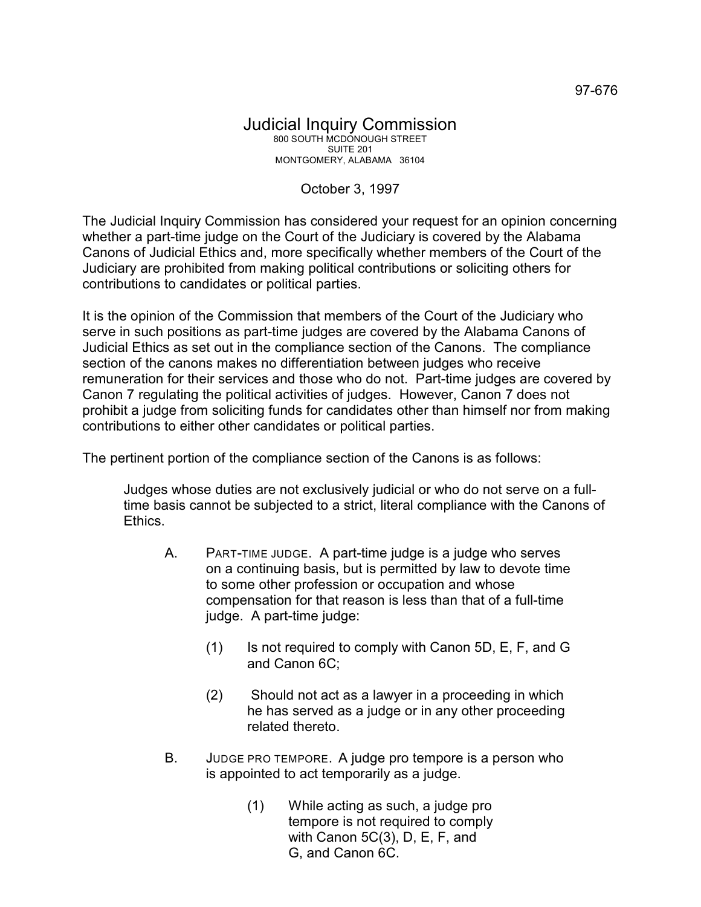97-676

# Judicial Inquiry Commission

800 SOUTH MCDONOUGH STREET
SUITE 201
MONTGOMERY, ALABAMA 36104

October 3, 1997

The Judicial Inquiry Commission has considered your request for an opinion concerning whether a part-time judge on the Court of the Judiciary is covered by the Alabama Canons of Judicial Ethics and, more specifically whether members of the Court of the Judiciary are prohibited from making political contributions or soliciting others for contributions to candidates or political parties.

It is the opinion of the Commission that members of the Court of the Judiciary who serve in such positions as part-time judges are covered by the Alabama Canons of Judicial Ethics as set out in the compliance section of the Canons. The compliance section of the canons makes no differentiation between judges who receive remuneration for their services and those who do not. Part-time judges are covered by Canon 7 regulating the political activities of judges. However, Canon 7 does not prohibit a judge from soliciting funds for candidates other than himself nor from making contributions to either other candidates or political parties.

The pertinent portion of the compliance section of the Canons is as follows:

> Judges whose duties are not exclusively judicial or who do not serve on a full-time basis cannot be subjected to a strict, literal compliance with the Canons of Ethics.
>
> A. PART-TIME JUDGE. A part-time judge is a judge who serves on a continuing basis, but is permitted by law to devote time to some other profession or occupation and whose compensation for that reason is less than that of a full-time judge. A part-time judge:
>
> (1) Is not required to comply with Canon 5D, E, F, and G and Canon 6C;
>
> (2) Should not act as a lawyer in a proceeding in which he has served as a judge or in any other proceeding related thereto.
>
> B. JUDGE PRO TEMPORE. A judge pro tempore is a person who is appointed to act temporarily as a judge.
>
> (1) While acting as such, a judge pro tempore is not required to comply with Canon 5C(3), D, E, F, and G, and Canon 6C.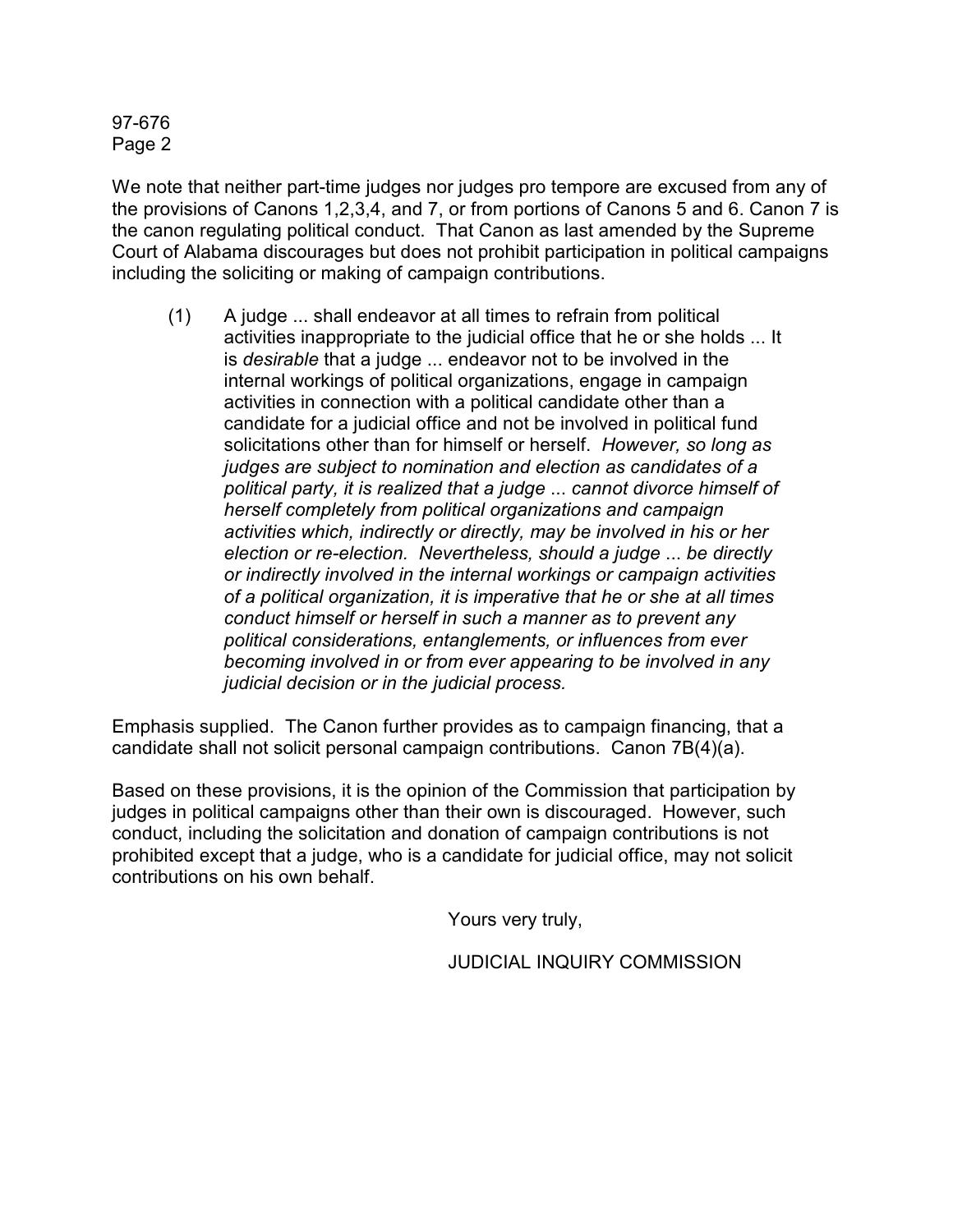We note that neither part-time judges nor judges pro tempore are excused from any of the provisions of Canons 1,2,3,4, and 7, or from portions of Canons 5 and 6. Canon 7 is the canon regulating political conduct. That Canon as last amended by the Supreme Court of Alabama discourages but does not prohibit participation in political campaigns including the soliciting or making of campaign contributions.

> (1) A judge ... shall endeavor at all times to refrain from political activities inappropriate to the judicial office that he or she holds ... It is *desirable* that a judge ... endeavor not to be involved in the internal workings of political organizations, engage in campaign activities in connection with a political candidate other than a candidate for a judicial office and not be involved in political fund solicitations other than for himself or herself. *However, so long as judges are subject to nomination and election as candidates of a political party, it is realized that a judge ... cannot divorce himself of herself completely from political organizations and campaign activities which, indirectly or directly, may be involved in his or her election or re-election. Nevertheless, should a judge ... be directly or indirectly involved in the internal workings or campaign activities of a political organization, it is imperative that he or she at all times conduct himself or herself in such a manner as to prevent any political considerations, entanglements, or influences from ever becoming involved in or from ever appearing to be involved in any judicial decision or in the judicial process.*

Emphasis supplied. The Canon further provides as to campaign financing, that a candidate shall not solicit personal campaign contributions. Canon 7B(4)(a).

Based on these provisions, it is the opinion of the Commission that participation by judges in political campaigns other than their own is discouraged. However, such conduct, including the solicitation and donation of campaign contributions is not prohibited except that a judge, who is a candidate for judicial office, may not solicit contributions on his own behalf.

Yours very truly,

JUDICIAL INQUIRY COMMISSION